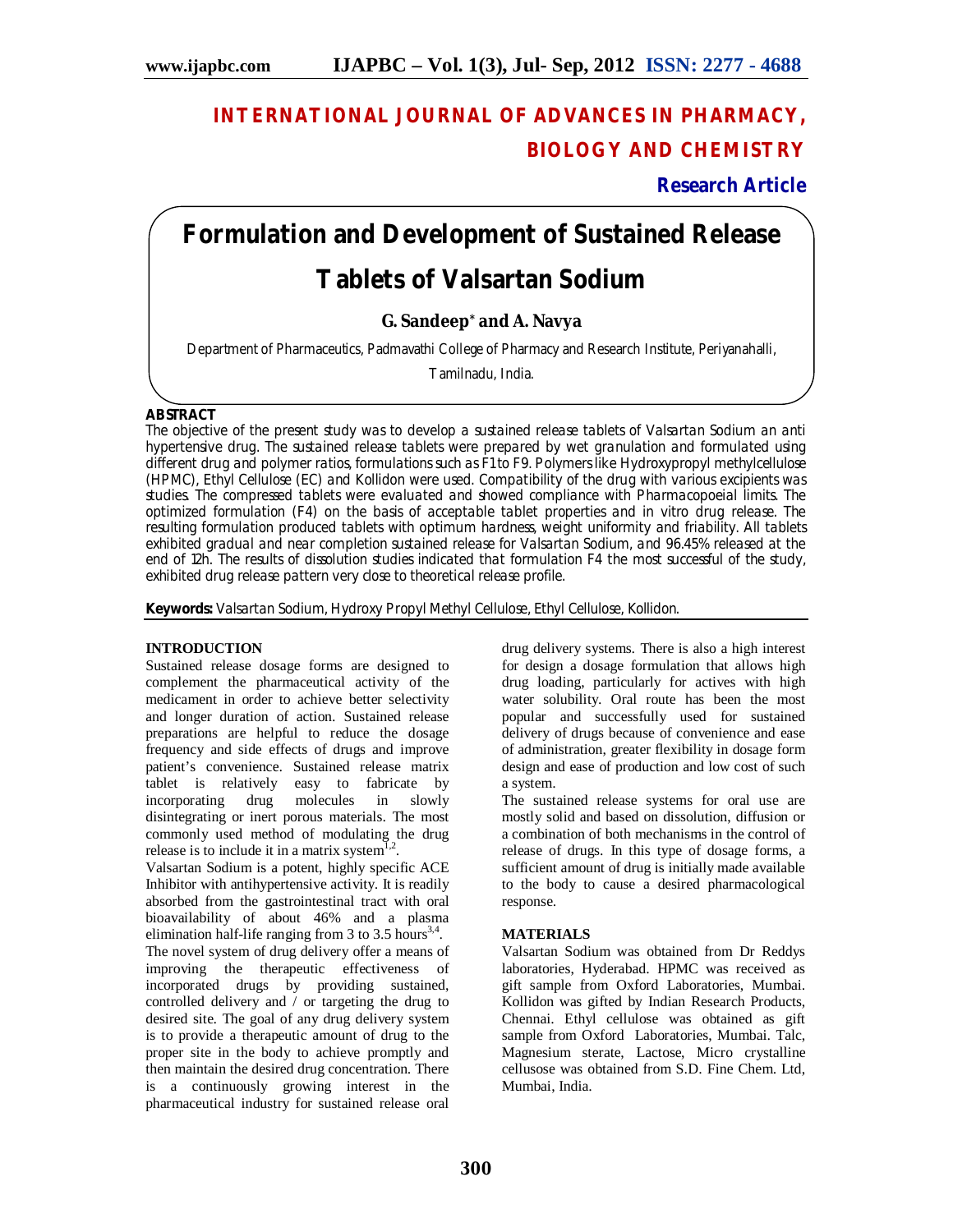# INTERNATIONAL JOURNAL OF ADVANCES IN PHARMACY, BIOLOGY AND CHEMISTRY

**Research Article**

# Formulation and Development of Sustained Release Tablets of Valsartan Sodium

**G. Sandeep* and A. Navya**

Department of Pharmaceutics, Padmavathi College of Pharmacy and Research Institute, Periyanahalli, Tamilnadu, India.

## ABSTRACT

The objective of the present study was to develop a sustained release tablets of Valsartan Sodium an anti hypertensive drug. The sustained release tablets were prepared by wet granulation and formulated using different drug and polymer ratios, formulations such as F1to F9. Polymers like Hydroxypropyl methylcellulose (HPMC), Ethyl Cellulose (EC) and Kollidon were used. Compatibility of the drug with various excipients was studies. The compressed tablets were evaluated and showed compliance with Pharmacopoeial limits. The optimized formulation (F4) on the basis of acceptable tablet properties and in vitro drug release. The resulting formulation produced tablets with optimum hardness, weight uniformity and friability. All tablets exhibited gradual and near completion sustained release for Valsartan Sodium, and 96.45% released at the end of 12h. The results of dissolution studies indicated that formulation F4 the most successful of the study, exhibited drug release pattern very close to theoretical release profile.

**Keywords:** Valsartan Sodium, Hydroxy Propyl Methyl Cellulose, Ethyl Cellulose, Kollidon.

## INTRODUCTION

Sustained release dosage forms are designed to complement the pharmaceutical activity of the medicament in order to achieve better selectivity and longer duration of action. Sustained release preparations are helpful to reduce the dosage frequency and side effects of drugs and improve patient's convenience. Sustained release matrix tablet is relatively easy to fabricate by incorporating drug molecules in slowly disintegrating or inert porous materials. The most commonly used method of modulating the drug release is to include it in a matrix system[1,2].

Valsartan Sodium is a potent, highly specific ACE Inhibitor with antihypertensive activity. It is readily absorbed from the gastrointestinal tract with oral bioavailability of about 46% and a plasma elimination half-life ranging from 3 to 3.5 hours[3,4].

The novel system of drug delivery offer a means of improving the therapeutic effectiveness of incorporated drugs by providing sustained, controlled delivery and / or targeting the drug to desired site. The goal of any drug delivery system is to provide a therapeutic amount of drug to the proper site in the body to achieve promptly and then maintain the desired drug concentration. There is a continuously growing interest in the pharmaceutical industry for sustained release oral drug delivery systems. There is also a high interest for design a dosage formulation that allows high drug loading, particularly for actives with high water solubility. Oral route has been the most popular and successfully used for sustained delivery of drugs because of convenience and ease of administration, greater flexibility in dosage form design and ease of production and low cost of such a system.

The sustained release systems for oral use are mostly solid and based on dissolution, diffusion or a combination of both mechanisms in the control of release of drugs. In this type of dosage forms, a sufficient amount of drug is initially made available to the body to cause a desired pharmacological response.

## MATERIALS

Valsartan Sodium was obtained from Dr Reddys laboratories, Hyderabad. HPMC was received as gift sample from Oxford Laboratories, Mumbai. Kollidon was gifted by Indian Research Products, Chennai. Ethyl cellulose was obtained as gift sample from Oxford Laboratories, Mumbai. Talc, Magnesium sterate, Lactose, Micro crystalline cellusose was obtained from S.D. Fine Chem. Ltd, Mumbai, India.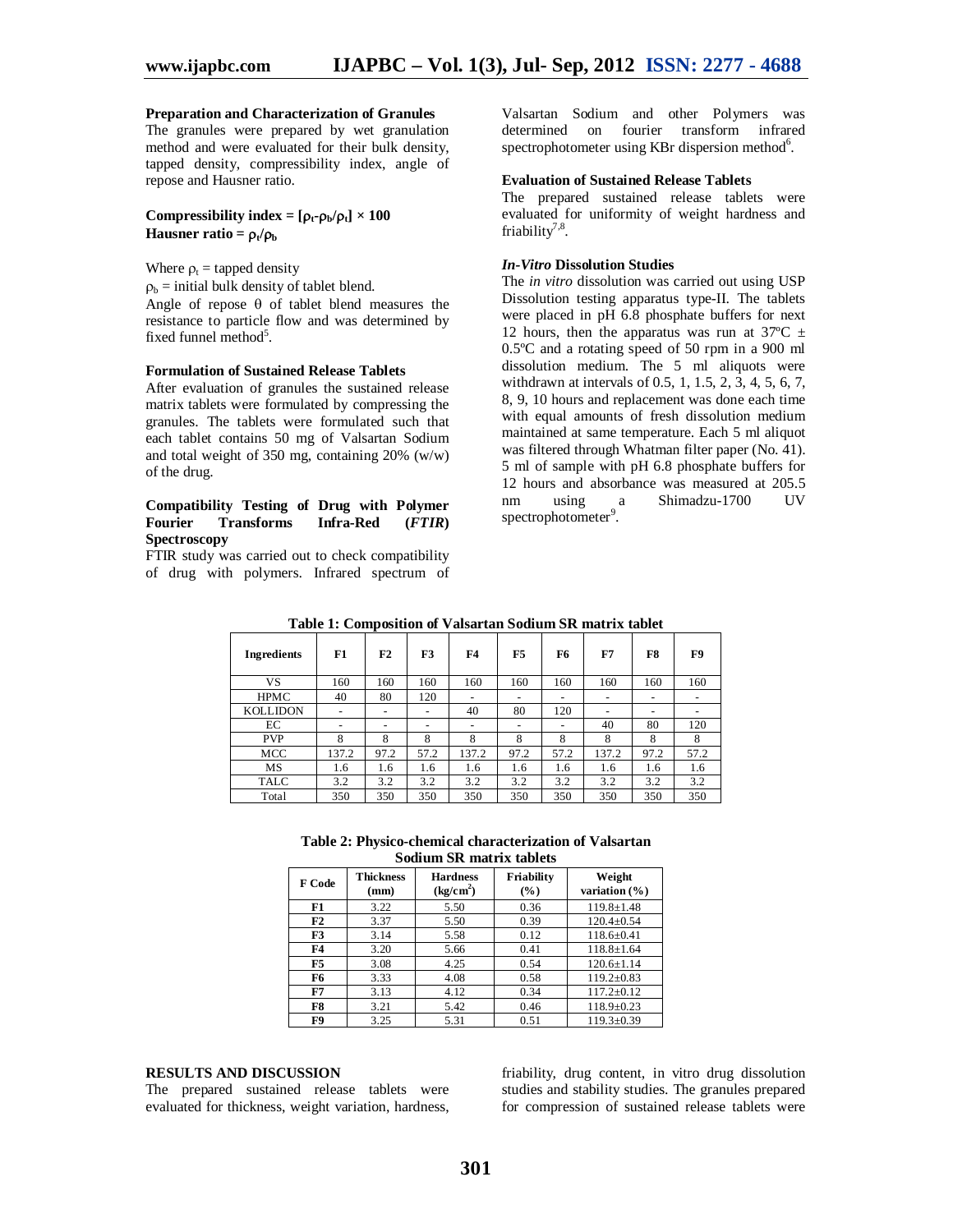### Preparation and Characterization of Granules

The granules were prepared by wet granulation method and were evaluated for their bulk density, tapped density, compressibility index, angle of repose and Hausner ratio.

**Compressibility index = $[\rho_t - \rho_b / \rho_t] \times 100$**
**Hausner ratio = $\rho_t / \rho_b$**

Where $\rho_t$ = tapped density
$\rho_b$ = initial bulk density of tablet blend.
Angle of repose θ of tablet blend measures the resistance to particle flow and was determined by fixed funnel method[5].

### Formulation of Sustained Release Tablets

After evaluation of granules the sustained release matrix tablets were formulated by compressing the granules. The tablets were formulated such that each tablet contains 50 mg of Valsartan Sodium and total weight of 350 mg, containing 20% (w/w) of the drug.

### Compatibility Testing of Drug with Polymer Fourier Transforms Infra-Red (*FTIR*) Spectroscopy

FTIR study was carried out to check compatibility of drug with polymers. Infrared spectrum of Valsartan Sodium and other Polymers was determined on fourier transform infrared spectrophotometer using KBr dispersion method[6].

### Evaluation of Sustained Release Tablets

The prepared sustained release tablets were evaluated for uniformity of weight hardness and friability[7,8].

### *In-Vitro* Dissolution Studies

The *in vitro* dissolution was carried out using USP Dissolution testing apparatus type-II. The tablets were placed in pH 6.8 phosphate buffers for next 12 hours, then the apparatus was run at 37ºC ± 0.5ºC and a rotating speed of 50 rpm in a 900 ml dissolution medium. The 5 ml aliquots were withdrawn at intervals of 0.5, 1, 1.5, 2, 3, 4, 5, 6, 7, 8, 9, 10 hours and replacement was done each time with equal amounts of fresh dissolution medium maintained at same temperature. Each 5 ml aliquot was filtered through Whatman filter paper (No. 41). 5 ml of sample with pH 6.8 phosphate buffers for 12 hours and absorbance was measured at 205.5 nm using a Shimadzu-1700 UV spectrophotometer[9].

**Table 1: Composition of Valsartan Sodium SR matrix tablet**

| Ingredients | F1 | F2 | F3 | F4 | F5 | F6 | F7 | F8 | F9 |
|---|---|---|---|---|---|---|---|---|---|
| VS | 160 | 160 | 160 | 160 | 160 | 160 | 160 | 160 | 160 |
| HPMC | 40 | 80 | 120 | - | - | - | - | - | - |
| KOLLIDON | - | - | - | 40 | 80 | 120 | - | - | - |
| EC | - | - | - | - | - | - | 40 | 80 | 120 |
| PVP | 8 | 8 | 8 | 8 | 8 | 8 | 8 | 8 | 8 |
| MCC | 137.2 | 97.2 | 57.2 | 137.2 | 97.2 | 57.2 | 137.2 | 97.2 | 57.2 |
| MS | 1.6 | 1.6 | 1.6 | 1.6 | 1.6 | 1.6 | 1.6 | 1.6 | 1.6 |
| TALC | 3.2 | 3.2 | 3.2 | 3.2 | 3.2 | 3.2 | 3.2 | 3.2 | 3.2 |
| Total | 350 | 350 | 350 | 350 | 350 | 350 | 350 | 350 | 350 |

**Table 2: Physico-chemical characterization of Valsartan Sodium SR matrix tablets**

| F Code | Thickness (mm) | Hardness ($kg/cm^2$) | Friability (%) | Weight variation (%) |
|---|---|---|---|---|
| **F1** | 3.22 | 5.50 | 0.36 | 119.8±1.48 |
| **F2** | 3.37 | 5.50 | 0.39 | 120.4±0.54 |
| **F3** | 3.14 | 5.58 | 0.12 | 118.6±0.41 |
| **F4** | 3.20 | 5.66 | 0.41 | 118.8±1.64 |
| **F5** | 3.08 | 4.25 | 0.54 | 120.6±1.14 |
| **F6** | 3.33 | 4.08 | 0.58 | 119.2±0.83 |
| **F7** | 3.13 | 4.12 | 0.34 | 117.2±0.12 |
| **F8** | 3.21 | 5.42 | 0.46 | 118.9±0.23 |
| **F9** | 3.25 | 5.31 | 0.51 | 119.3±0.39 |

## RESULTS AND DISCUSSION

The prepared sustained release tablets were evaluated for thickness, weight variation, hardness, friability, drug content, in vitro drug dissolution studies and stability studies. The granules prepared for compression of sustained release tablets were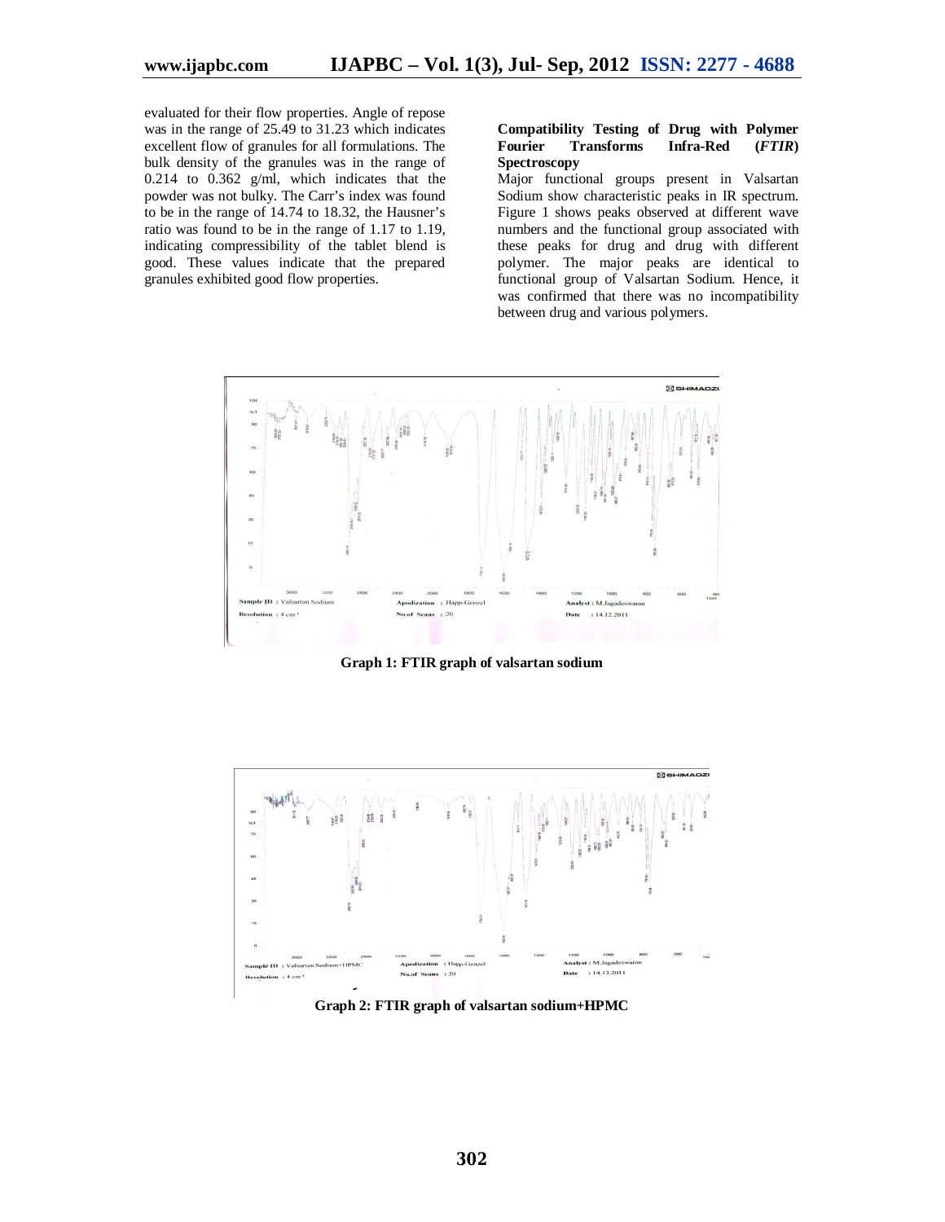evaluated for their flow properties. Angle of repose was in the range of 25.49 to 31.23 which indicates excellent flow of granules for all formulations. The bulk density of the granules was in the range of 0.214 to 0.362 g/ml, which indicates that the powder was not bulky. The Carr's index was found to be in the range of 14.74 to 18.32, the Hausner's ratio was found to be in the range of 1.17 to 1.19, indicating compressibility of the tablet blend is good. These values indicate that the prepared granules exhibited good flow properties.

**Compatibility Testing of Drug with Polymer Fourier Transforms Infra-Red (*FTIR*) Spectroscopy**

Major functional groups present in Valsartan Sodium show characteristic peaks in IR spectrum. Figure 1 shows peaks observed at different wave numbers and the functional group associated with these peaks for drug and drug with different polymer. The major peaks are identical to functional group of Valsartan Sodium. Hence, it was confirmed that there was no incompatibility between drug and various polymers.

**Graph 1: FTIR graph of valsartan sodium**

**Graph 2: FTIR graph of valsartan sodium+HPMC**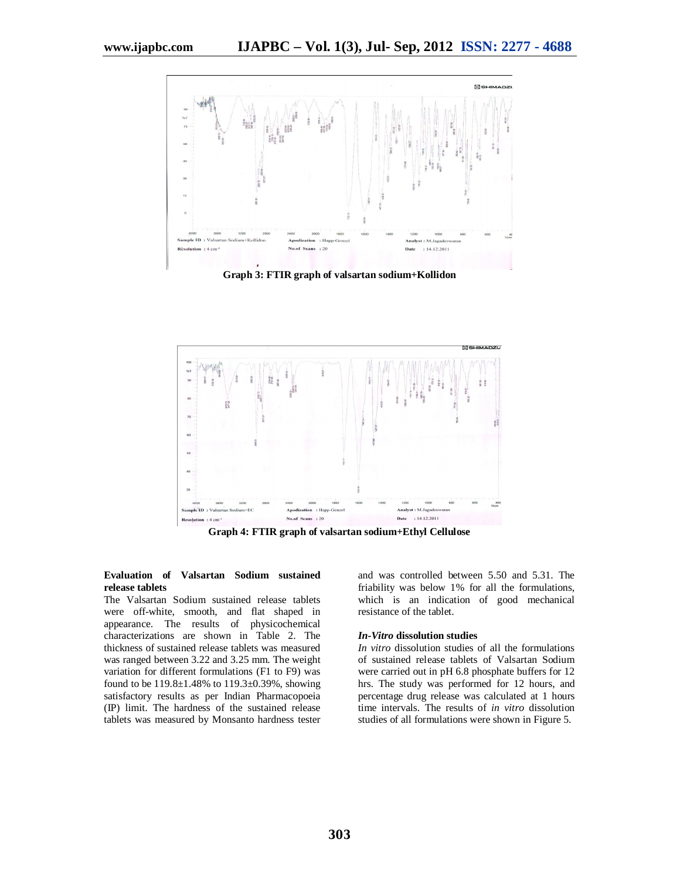SHIMADZU

4000 3600 3200 2800 2400 2000 1800 1600 1400 1200 1000 800 600 400 1/cm

Sample ID : Valsartan Sodium+Kollidon

Resolution : 4 cm-1

Apodization : Happ-Genzel

No.of Scans : 20

Analyst : M.Jagadeswaran

Date : 14.12.2011

**Graph 3: FTIR graph of valsartan sodium+Kollidon**

SHIMADZU

4000 3600 3200 2800 2400 2000 1800 1600 1400 1200 1000 800 600 400 1/cm

Sample ID : Valsartan Sodium+EC

Resolution : 4 cm-1

Apodization : Happ-Genzel

No.of Scans : 20

Analyst : M.Jagadeswaran

Date : 14.12.2011

**Graph 4: FTIR graph of valsartan sodium+Ethyl Cellulose**

**Evaluation of Valsartan Sodium sustained release tablets**

The Valsartan Sodium sustained release tablets were off-white, smooth, and flat shaped in appearance. The results of physicochemical characterizations are shown in Table 2. The thickness of sustained release tablets was measured was ranged between 3.22 and 3.25 mm. The weight variation for different formulations (F1 to F9) was found to be 119.8±1.48% to 119.3±0.39%, showing satisfactory results as per Indian Pharmacopoeia (IP) limit. The hardness of the sustained release tablets was measured by Monsanto hardness tester and was controlled between 5.50 and 5.31. The friability was below 1% for all the formulations, which is an indication of good mechanical resistance of the tablet.

***In-Vitro* dissolution studies**

*In vitro* dissolution studies of all the formulations of sustained release tablets of Valsartan Sodium were carried out in pH 6.8 phosphate buffers for 12 hrs. The study was performed for 12 hours, and percentage drug release was calculated at 1 hours time intervals. The results of *in vitro* dissolution studies of all formulations were shown in Figure 5.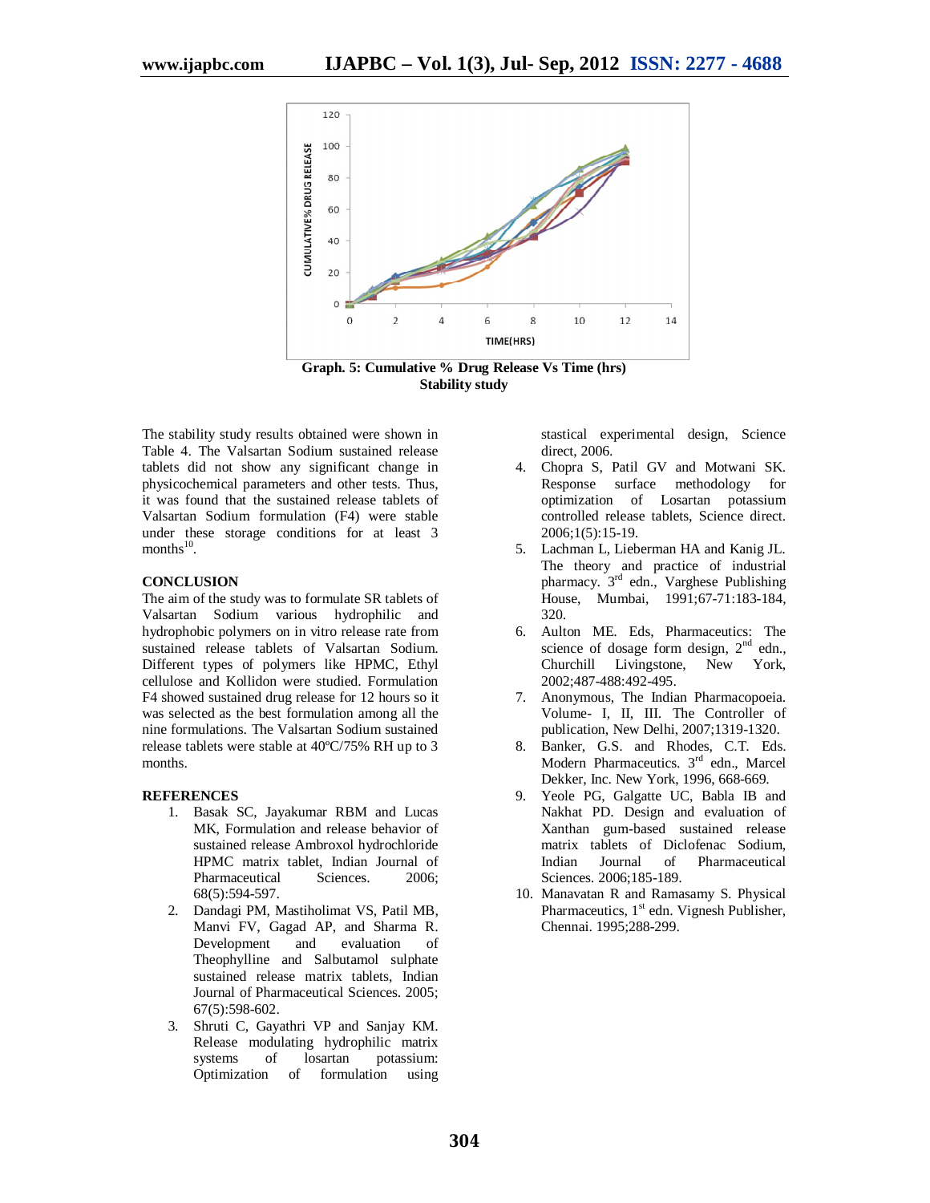120
100
80
60
40
20
0

CUMULATIVE % DRUG RELEASE

0 2 4 6 8 10 12 14

TIME(HRS)

**Graph. 5: Cumulative % Drug Release Vs Time (hrs)**

**Stability study**

The stability study results obtained were shown in Table 4. The Valsartan Sodium sustained release tablets did not show any significant change in physicochemical parameters and other tests. Thus, it was found that the sustained release tablets of Valsartan Sodium formulation (F4) were stable under these storage conditions for at least 3 months[10].

## CONCLUSION

The aim of the study was to formulate SR tablets of Valsartan Sodium various hydrophilic and hydrophobic polymers on in vitro release rate from sustained release tablets of Valsartan Sodium. Different types of polymers like HPMC, Ethyl cellulose and Kollidon were studied. Formulation F4 showed sustained drug release for 12 hours so it was selected as the best formulation among all the nine formulations. The Valsartan Sodium sustained release tablets were stable at 40ºC/75% RH up to 3 months.

## REFERENCES

1. Basak SC, Jayakumar RBM and Lucas MK, Formulation and release behavior of sustained release Ambroxol hydrochloride HPMC matrix tablet, Indian Journal of Pharmaceutical Sciences. 2006; 68(5):594-597.
2. Dandagi PM, Mastiholimat VS, Patil MB, Manvi FV, Gagad AP, and Sharma R. Development and evaluation of Theophylline and Salbutamol sulphate sustained release matrix tablets, Indian Journal of Pharmaceutical Sciences. 2005; 67(5):598-602.
3. Shruti C, Gayathri VP and Sanjay KM. Release modulating hydrophilic matrix systems of losartan potassium: Optimization of formulation using stastical experimental design, Science direct, 2006.
4. Chopra S, Patil GV and Motwani SK. Response surface methodology for optimization of Losartan potassium controlled release tablets, Science direct. 2006;1(5):15-19.
5. Lachman L, Lieberman HA and Kanig JL. The theory and practice of industrial pharmacy. 3rd edn., Varghese Publishing House, Mumbai, 1991;67-71:183-184, 320.
6. Aulton ME. Eds, Pharmaceutics: The science of dosage form design, 2nd edn., Churchill Livingstone, New York, 2002;487-488:492-495.
7. Anonymous, The Indian Pharmacopoeia. Volume- I, II, III. The Controller of publication, New Delhi, 2007;1319-1320.
8. Banker, G.S. and Rhodes, C.T. Eds. Modern Pharmaceutics. 3rd edn., Marcel Dekker, Inc. New York, 1996, 668-669.
9. Yeole PG, Galgatte UC, Babla IB and Nakhat PD. Design and evaluation of Xanthan gum-based sustained release matrix tablets of Diclofenac Sodium, Indian Journal of Pharmaceutical Sciences. 2006;185-189.
10. Manavatan R and Ramasamy S. Physical Pharmaceutics, 1st edn. Vignesh Publisher, Chennai. 1995;288-299.